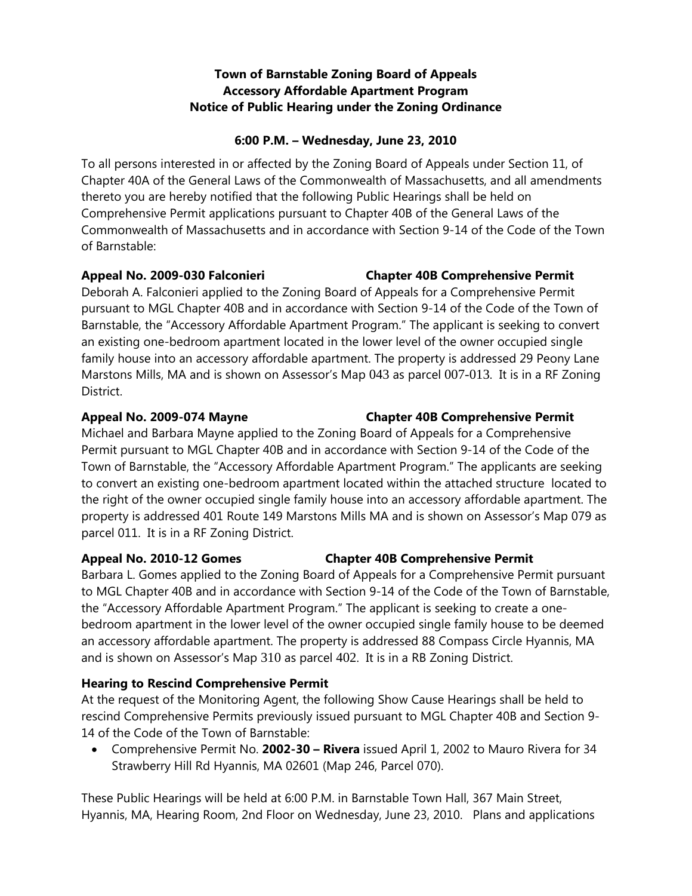**Town of Barnstable Zoning Board of Appeals**
**Accessory Affordable Apartment Program**
**Notice of Public Hearing under the Zoning Ordinance**

**6:00 P.M. – Wednesday, June 23, 2010**

To all persons interested in or affected by the Zoning Board of Appeals under Section 11, of Chapter 40A of the General Laws of the Commonwealth of Massachusetts, and all amendments thereto you are hereby notified that the following Public Hearings shall be held on Comprehensive Permit applications pursuant to Chapter 40B of the General Laws of the Commonwealth of Massachusetts and in accordance with Section 9-14 of the Code of the Town of Barnstable:

**Appeal No. 2009-030 Falconieri     Chapter 40B Comprehensive Permit**

Deborah A. Falconieri applied to the Zoning Board of Appeals for a Comprehensive Permit pursuant to MGL Chapter 40B and in accordance with Section 9-14 of the Code of the Town of Barnstable, the "Accessory Affordable Apartment Program." The applicant is seeking to convert an existing one-bedroom apartment located in the lower level of the owner occupied single family house into an accessory affordable apartment. The property is addressed 29 Peony Lane Marstons Mills, MA and is shown on Assessor's Map 043 as parcel 007-013. It is in a RF Zoning District.

**Appeal No. 2009-074 Mayne     Chapter 40B Comprehensive Permit**

Michael and Barbara Mayne applied to the Zoning Board of Appeals for a Comprehensive Permit pursuant to MGL Chapter 40B and in accordance with Section 9-14 of the Code of the Town of Barnstable, the "Accessory Affordable Apartment Program." The applicants are seeking to convert an existing one-bedroom apartment located within the attached structure located to the right of the owner occupied single family house into an accessory affordable apartment. The property is addressed 401 Route 149 Marstons Mills MA and is shown on Assessor's Map 079 as parcel 011. It is in a RF Zoning District.

**Appeal No. 2010-12 Gomes     Chapter 40B Comprehensive Permit**

Barbara L. Gomes applied to the Zoning Board of Appeals for a Comprehensive Permit pursuant to MGL Chapter 40B and in accordance with Section 9-14 of the Code of the Town of Barnstable, the "Accessory Affordable Apartment Program." The applicant is seeking to create a one-bedroom apartment in the lower level of the owner occupied single family house to be deemed an accessory affordable apartment. The property is addressed 88 Compass Circle Hyannis, MA and is shown on Assessor's Map 310 as parcel 402. It is in a RB Zoning District.

**Hearing to Rescind Comprehensive Permit**

At the request of the Monitoring Agent, the following Show Cause Hearings shall be held to rescind Comprehensive Permits previously issued pursuant to MGL Chapter 40B and Section 9-14 of the Code of the Town of Barnstable:

- Comprehensive Permit No. **2002-30 – Rivera** issued April 1, 2002 to Mauro Rivera for 34 Strawberry Hill Rd Hyannis, MA 02601 (Map 246, Parcel 070).

These Public Hearings will be held at 6:00 P.M. in Barnstable Town Hall, 367 Main Street, Hyannis, MA, Hearing Room, 2nd Floor on Wednesday, June 23, 2010. Plans and applications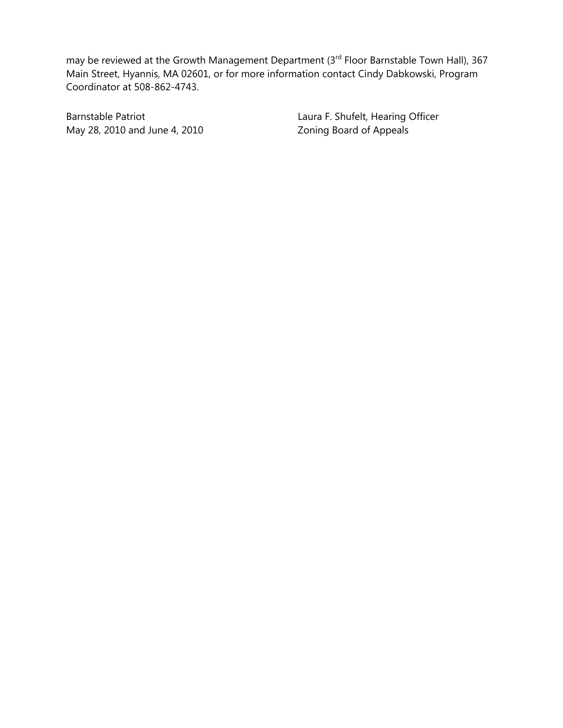may be reviewed at the Growth Management Department (3rd Floor Barnstable Town Hall), 367 Main Street, Hyannis, MA 02601, or for more information contact Cindy Dabkowski, Program Coordinator at 508-862-4743.

Barnstable Patriot
May 28, 2010 and June 4, 2010

Laura F. Shufelt, Hearing Officer
Zoning Board of Appeals